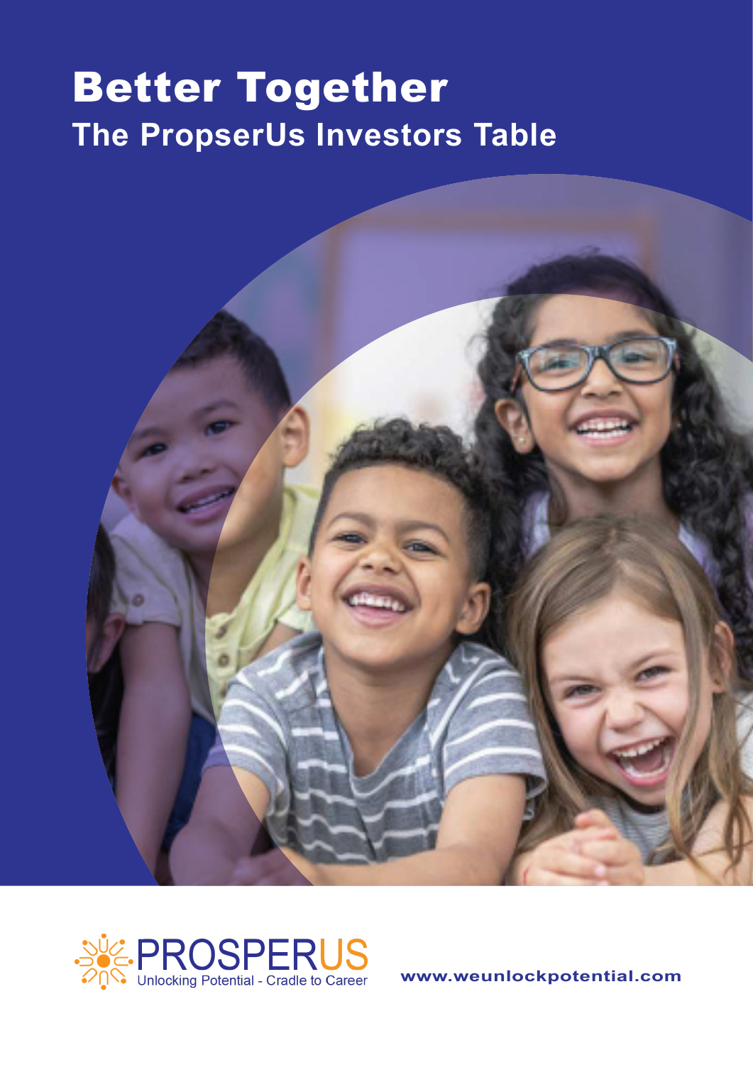# Better Together

## The PropserUs Investors Table

PROSPERUS
Unlocking Potential - Cradle to Career

www.weunlockpotential.com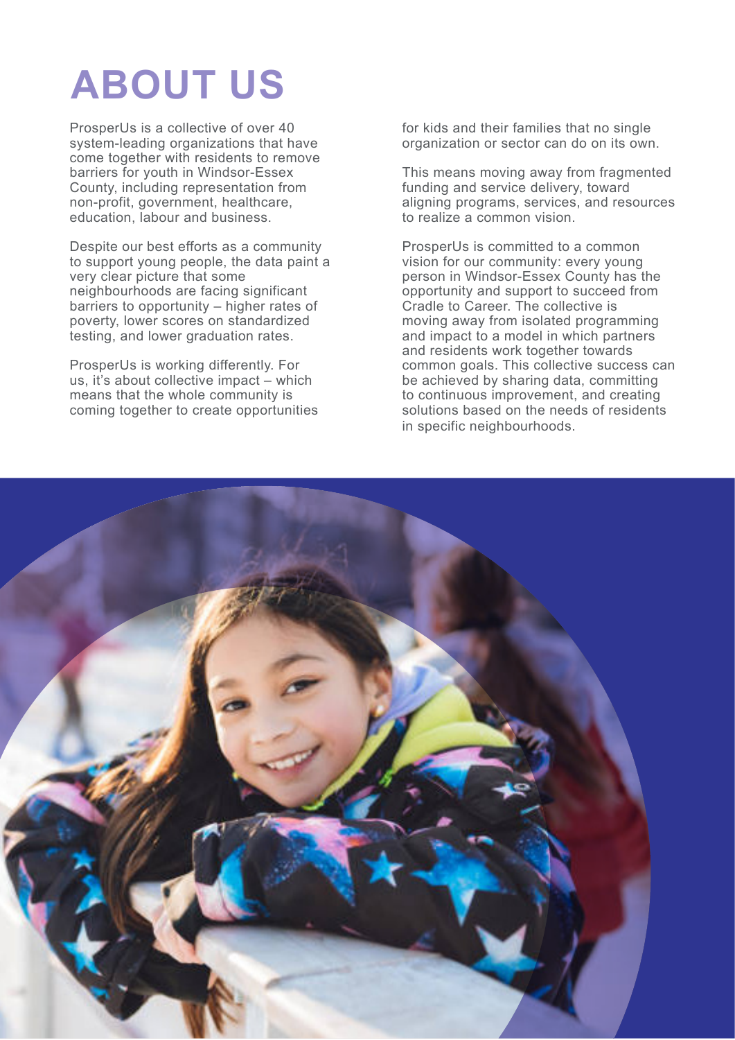# ABOUT US

ProsperUs is a collective of over 40 system-leading organizations that have come together with residents to remove barriers for youth in Windsor-Essex County, including representation from non-profit, government, healthcare, education, labour and business.

Despite our best efforts as a community to support young people, the data paint a very clear picture that some neighbourhoods are facing significant barriers to opportunity – higher rates of poverty, lower scores on standardized testing, and lower graduation rates.

ProsperUs is working differently. For us, it's about collective impact – which means that the whole community is coming together to create opportunities for kids and their families that no single organization or sector can do on its own.

This means moving away from fragmented funding and service delivery, toward aligning programs, services, and resources to realize a common vision.

ProsperUs is committed to a common vision for our community: every young person in Windsor-Essex County has the opportunity and support to succeed from Cradle to Career. The collective is moving away from isolated programming and impact to a model in which partners and residents work together towards common goals. This collective success can be achieved by sharing data, committing to continuous improvement, and creating solutions based on the needs of residents in specific neighbourhoods.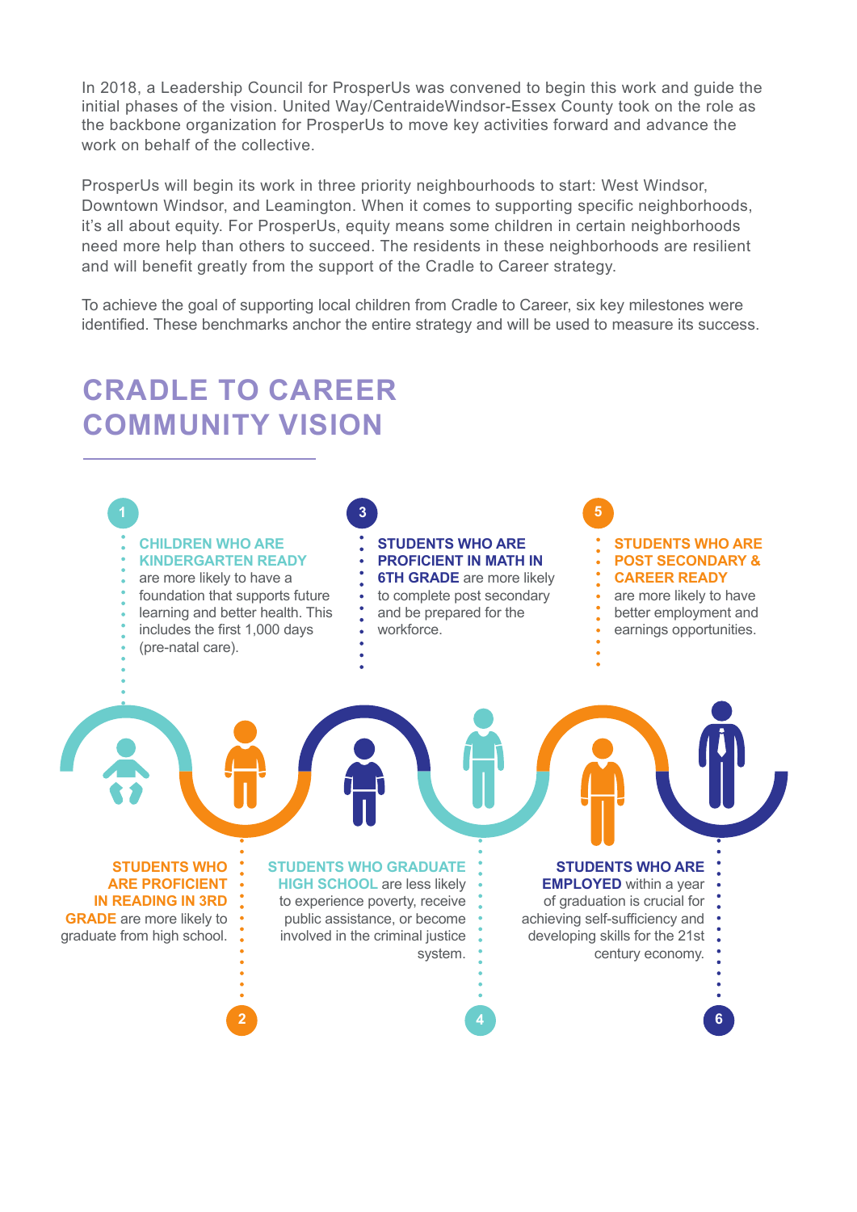In 2018, a Leadership Council for ProsperUs was convened to begin this work and guide the initial phases of the vision. United Way/CentraideWindsor-Essex County took on the role as the backbone organization for ProsperUs to move key activities forward and advance the work on behalf of the collective.

ProsperUs will begin its work in three priority neighbourhoods to start: West Windsor, Downtown Windsor, and Leamington. When it comes to supporting specific neighborhoods, it's all about equity. For ProsperUs, equity means some children in certain neighborhoods need more help than others to succeed. The residents in these neighborhoods are resilient and will benefit greatly from the support of the Cradle to Career strategy.

To achieve the goal of supporting local children from Cradle to Career, six key milestones were identified. These benchmarks anchor the entire strategy and will be used to measure its success.

# CRADLE TO CAREER COMMUNITY VISION

1. **CHILDREN WHO ARE KINDERGARTEN READY** are more likely to have a foundation that supports future learning and better health. This includes the first 1,000 days (pre-natal care).

2. **STUDENTS WHO ARE PROFICIENT IN READING IN 3RD GRADE** are more likely to graduate from high school.

3. **STUDENTS WHO ARE PROFICIENT IN MATH IN 6TH GRADE** are more likely to complete post secondary and be prepared for the workforce.

4. **STUDENTS WHO GRADUATE HIGH SCHOOL** are less likely to experience poverty, receive public assistance, or become involved in the criminal justice system.

5. **STUDENTS WHO ARE POST SECONDARY & CAREER READY** are more likely to have better employment and earnings opportunities.

6. **STUDENTS WHO ARE EMPLOYED** within a year of graduation is crucial for achieving self-sufficiency and developing skills for the 21st century economy.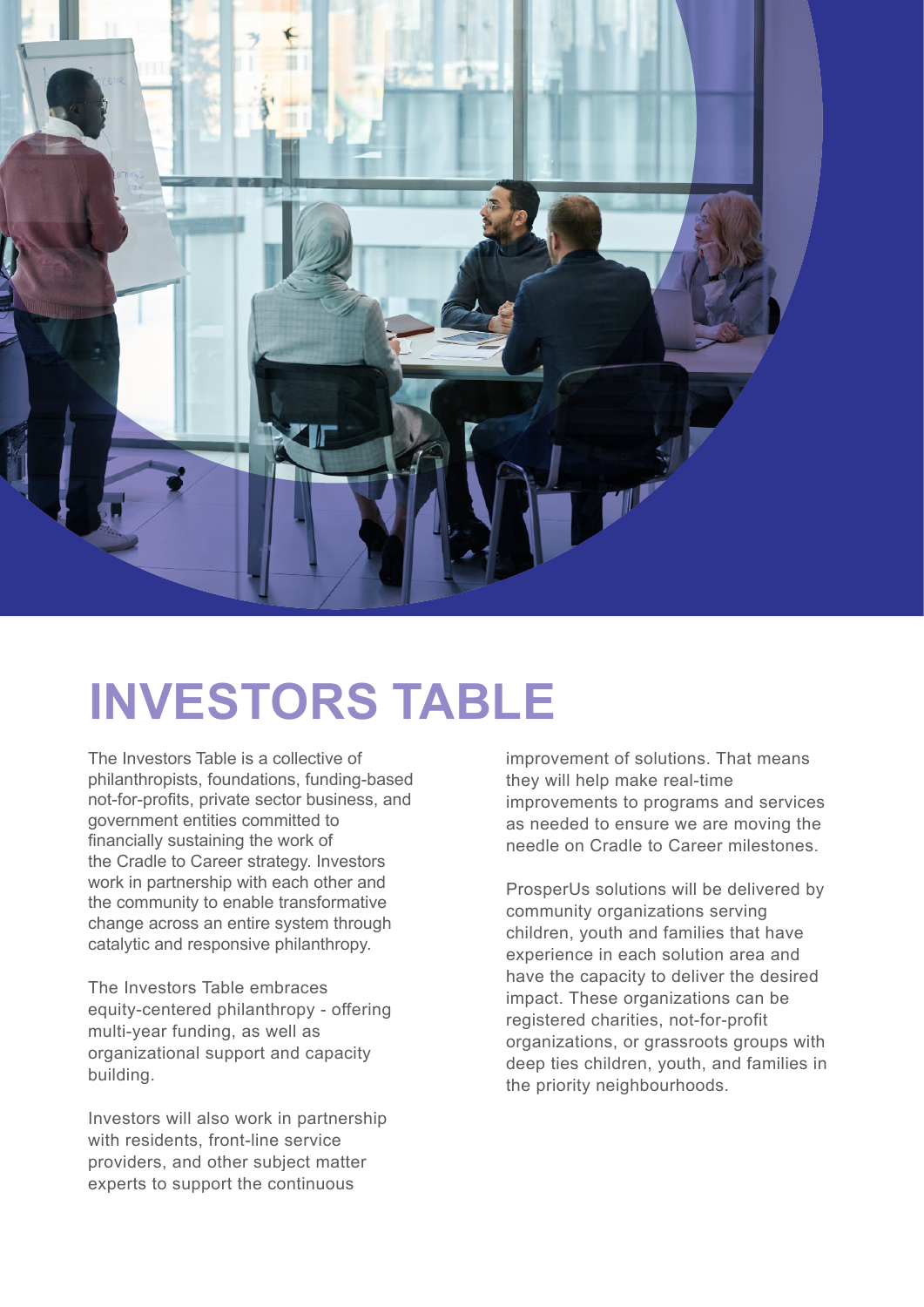# INVESTORS TABLE

The Investors Table is a collective of philanthropists, foundations, funding-based not-for-profits, private sector business, and government entities committed to financially sustaining the work of the Cradle to Career strategy. Investors work in partnership with each other and the community to enable transformative change across an entire system through catalytic and responsive philanthropy.

The Investors Table embraces equity-centered philanthropy - offering multi-year funding, as well as organizational support and capacity building.

Investors will also work in partnership with residents, front-line service providers, and other subject matter experts to support the continuous improvement of solutions. That means they will help make real-time improvements to programs and services as needed to ensure we are moving the needle on Cradle to Career milestones.

ProsperUs solutions will be delivered by community organizations serving children, youth and families that have experience in each solution area and have the capacity to deliver the desired impact. These organizations can be registered charities, not-for-profit organizations, or grassroots groups with deep ties children, youth, and families in the priority neighbourhoods.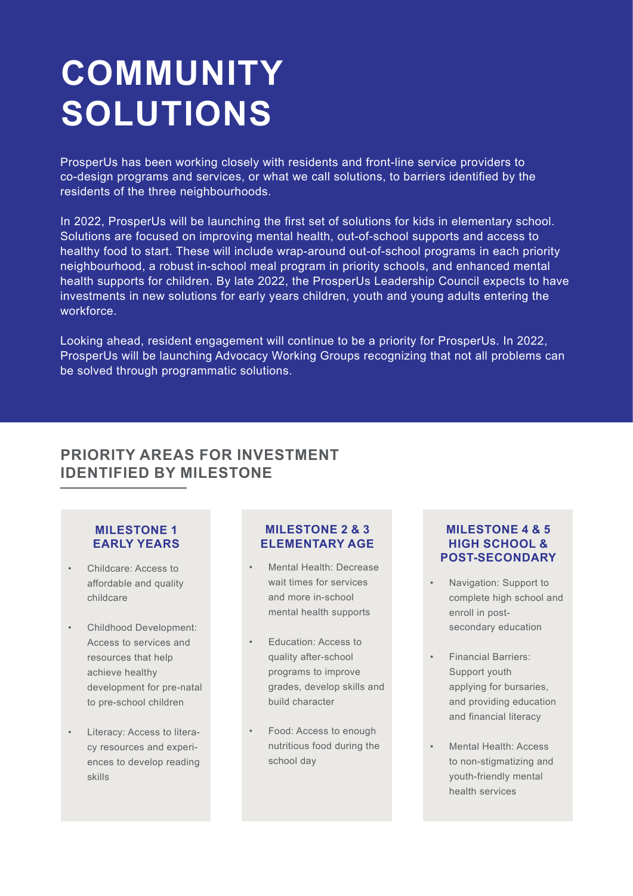# COMMUNITY SOLUTIONS

ProsperUs has been working closely with residents and front-line service providers to co-design programs and services, or what we call solutions, to barriers identified by the residents of the three neighbourhoods.

In 2022, ProsperUs will be launching the first set of solutions for kids in elementary school. Solutions are focused on improving mental health, out-of-school supports and access to healthy food to start. These will include wrap-around out-of-school programs in each priority neighbourhood, a robust in-school meal program in priority schools, and enhanced mental health supports for children. By late 2022, the ProsperUs Leadership Council expects to have investments in new solutions for early years children, youth and young adults entering the workforce.

Looking ahead, resident engagement will continue to be a priority for ProsperUs. In 2022, ProsperUs will be launching Advocacy Working Groups recognizing that not all problems can be solved through programmatic solutions.

## PRIORITY AREAS FOR INVESTMENT IDENTIFIED BY MILESTONE

### MILESTONE 1 EARLY YEARS

- Childcare: Access to affordable and quality childcare
- Childhood Development: Access to services and resources that help achieve healthy development for pre-natal to pre-school children
- Literacy: Access to literacy resources and experiences to develop reading skills

### MILESTONE 2 & 3 ELEMENTARY AGE

- Mental Health: Decrease wait times for services and more in-school mental health supports
- Education: Access to quality after-school programs to improve grades, develop skills and build character
- Food: Access to enough nutritious food during the school day

### MILESTONE 4 & 5 HIGH SCHOOL & POST-SECONDARY

- Navigation: Support to complete high school and enroll in post-secondary education
- Financial Barriers: Support youth applying for bursaries, and providing education and financial literacy
- Mental Health: Access to non-stigmatizing and youth-friendly mental health services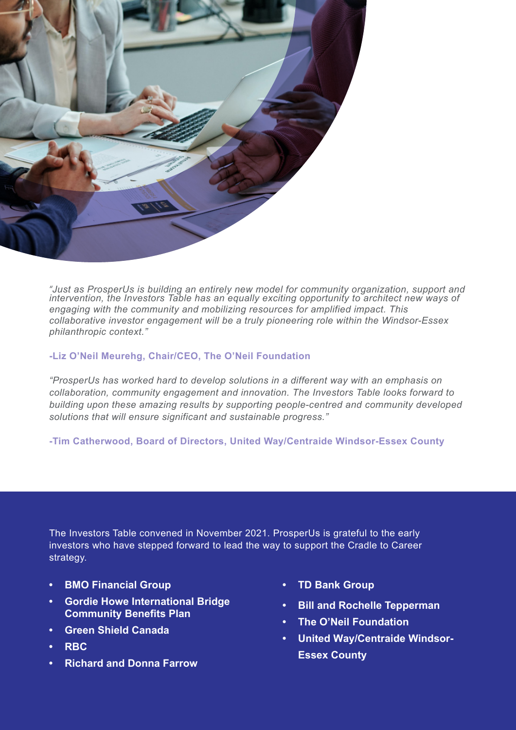*"Just as ProsperUs is building an entirely new model for community organization, support and intervention, the Investors Table has an equally exciting opportunity to architect new ways of engaging with the community and mobilizing resources for amplified impact. This collaborative investor engagement will be a truly pioneering role within the Windsor-Essex philanthropic context."*

**-Liz O'Neil Meurehg, Chair/CEO, The O'Neil Foundation**

*"ProsperUs has worked hard to develop solutions in a different way with an emphasis on collaboration, community engagement and innovation. The Investors Table looks forward to building upon these amazing results by supporting people-centred and community developed solutions that will ensure significant and sustainable progress."*

**-Tim Catherwood, Board of Directors, United Way/Centraide Windsor-Essex County**

The Investors Table convened in November 2021. ProsperUs is grateful to the early investors who have stepped forward to lead the way to support the Cradle to Career strategy.

- **BMO Financial Group**
- **Gordie Howe International Bridge Community Benefits Plan**
- **Green Shield Canada**
- **RBC**
- **Richard and Donna Farrow**
- **TD Bank Group**
- **Bill and Rochelle Tepperman**
- **The O'Neil Foundation**
- **United Way/Centraide Windsor-Essex County**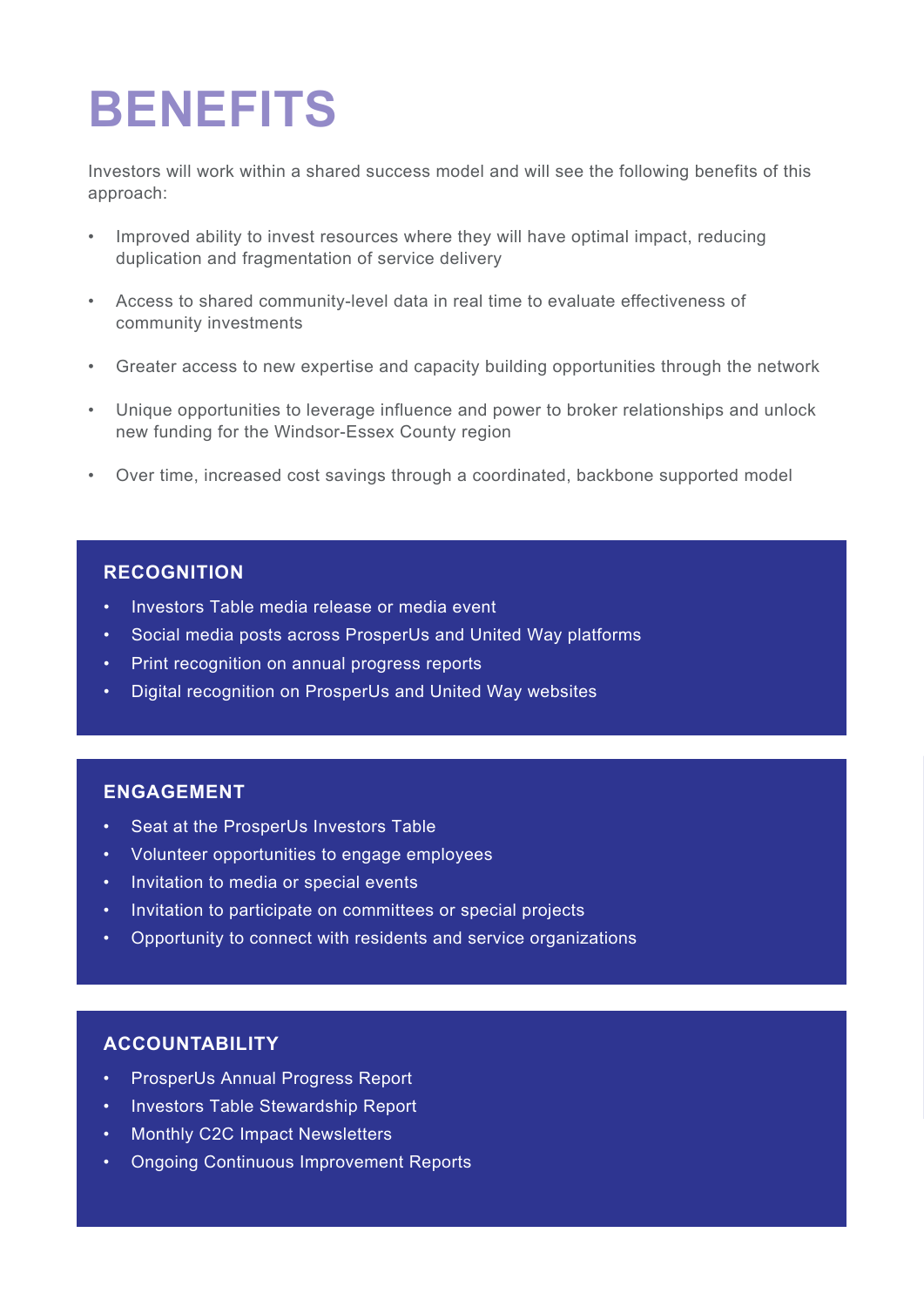# BENEFITS

Investors will work within a shared success model and will see the following benefits of this approach:

- Improved ability to invest resources where they will have optimal impact, reducing duplication and fragmentation of service delivery
- Access to shared community-level data in real time to evaluate effectiveness of community investments
- Greater access to new expertise and capacity building opportunities through the network
- Unique opportunities to leverage influence and power to broker relationships and unlock new funding for the Windsor-Essex County region
- Over time, increased cost savings through a coordinated, backbone supported model

## RECOGNITION

- Investors Table media release or media event
- Social media posts across ProsperUs and United Way platforms
- Print recognition on annual progress reports
- Digital recognition on ProsperUs and United Way websites

## ENGAGEMENT

- Seat at the ProsperUs Investors Table
- Volunteer opportunities to engage employees
- Invitation to media or special events
- Invitation to participate on committees or special projects
- Opportunity to connect with residents and service organizations

## ACCOUNTABILITY

- ProsperUs Annual Progress Report
- Investors Table Stewardship Report
- Monthly C2C Impact Newsletters
- Ongoing Continuous Improvement Reports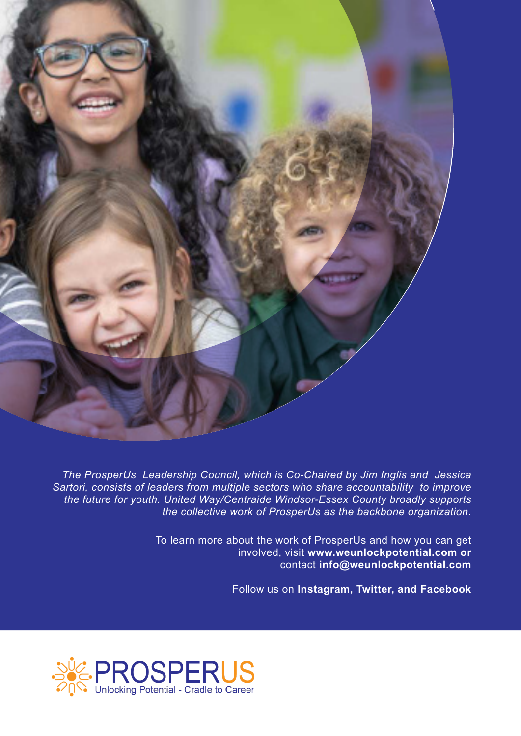*The ProsperUs Leadership Council, which is Co-Chaired by Jim Inglis and Jessica Sartori, consists of leaders from multiple sectors who share accountability to improve the future for youth. United Way/Centraide Windsor-Essex County broadly supports the collective work of ProsperUs as the backbone organization.*

To learn more about the work of ProsperUs and how you can get involved, visit **www.weunlockpotential.com or** contact **info@weunlockpotential.com**

Follow us on **Instagram, Twitter, and Facebook**

PROSPERUS
Unlocking Potential - Cradle to Career